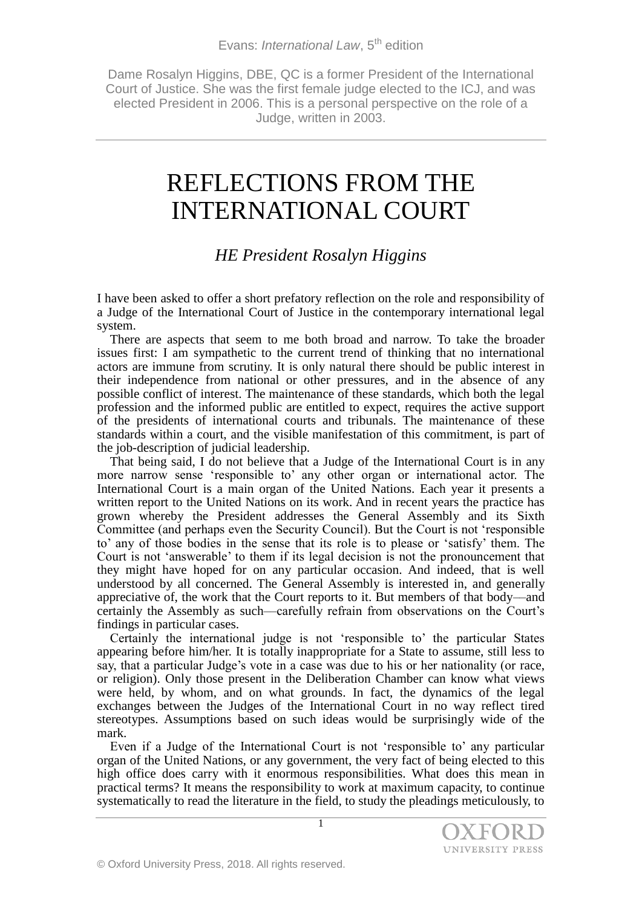Evans: *International Law*, 5th edition

Dame Rosalyn Higgins, DBE, QC is a former President of the International Court of Justice. She was the first female judge elected to the ICJ, and was elected President in 2006. This is a personal perspective on the role of a Judge, written in 2003.

# REFLECTIONS FROM THE INTERNATIONAL COURT

*HE President Rosalyn Higgins*

I have been asked to offer a short prefatory reflection on the role and responsibility of a Judge of the International Court of Justice in the contemporary international legal system.

There are aspects that seem to me both broad and narrow. To take the broader issues first: I am sympathetic to the current trend of thinking that no international actors are immune from scrutiny. It is only natural there should be public interest in their independence from national or other pressures, and in the absence of any possible conflict of interest. The maintenance of these standards, which both the legal profession and the informed public are entitled to expect, requires the active support of the presidents of international courts and tribunals. The maintenance of these standards within a court, and the visible manifestation of this commitment, is part of the job-description of judicial leadership.

That being said, I do not believe that a Judge of the International Court is in any more narrow sense 'responsible to' any other organ or international actor. The International Court is a main organ of the United Nations. Each year it presents a written report to the United Nations on its work. And in recent years the practice has grown whereby the President addresses the General Assembly and its Sixth Committee (and perhaps even the Security Council). But the Court is not 'responsible to' any of those bodies in the sense that its role is to please or 'satisfy' them. The Court is not 'answerable' to them if its legal decision is not the pronouncement that they might have hoped for on any particular occasion. And indeed, that is well understood by all concerned. The General Assembly is interested in, and generally appreciative of, the work that the Court reports to it. But members of that body—and certainly the Assembly as such—carefully refrain from observations on the Court's findings in particular cases.

Certainly the international judge is not 'responsible to' the particular States appearing before him/her. It is totally inappropriate for a State to assume, still less to say, that a particular Judge's vote in a case was due to his or her nationality (or race, or religion). Only those present in the Deliberation Chamber can know what views were held, by whom, and on what grounds. In fact, the dynamics of the legal exchanges between the Judges of the International Court in no way reflect tired stereotypes. Assumptions based on such ideas would be surprisingly wide of the mark.

Even if a Judge of the International Court is not 'responsible to' any particular organ of the United Nations, or any government, the very fact of being elected to this high office does carry with it enormous responsibilities. What does this mean in practical terms? It means the responsibility to work at maximum capacity, to continue systematically to read the literature in the field, to study the pleadings meticulously, to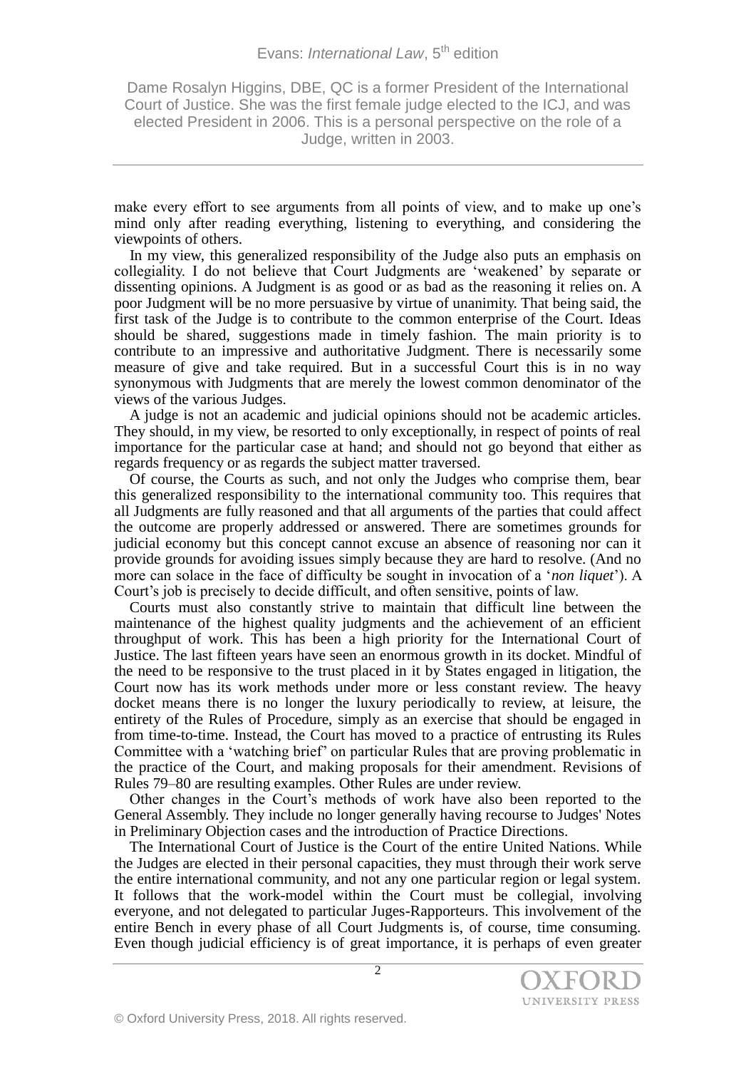make every effort to see arguments from all points of view, and to make up one's mind only after reading everything, listening to everything, and considering the viewpoints of others.

In my view, this generalized responsibility of the Judge also puts an emphasis on collegiality. I do not believe that Court Judgments are 'weakened' by separate or dissenting opinions. A Judgment is as good or as bad as the reasoning it relies on. A poor Judgment will be no more persuasive by virtue of unanimity. That being said, the first task of the Judge is to contribute to the common enterprise of the Court. Ideas should be shared, suggestions made in timely fashion. The main priority is to contribute to an impressive and authoritative Judgment. There is necessarily some measure of give and take required. But in a successful Court this is in no way synonymous with Judgments that are merely the lowest common denominator of the views of the various Judges.

A judge is not an academic and judicial opinions should not be academic articles. They should, in my view, be resorted to only exceptionally, in respect of points of real importance for the particular case at hand; and should not go beyond that either as regards frequency or as regards the subject matter traversed.

Of course, the Courts as such, and not only the Judges who comprise them, bear this generalized responsibility to the international community too. This requires that all Judgments are fully reasoned and that all arguments of the parties that could affect the outcome are properly addressed or answered. There are sometimes grounds for judicial economy but this concept cannot excuse an absence of reasoning nor can it provide grounds for avoiding issues simply because they are hard to resolve. (And no more can solace in the face of difficulty be sought in invocation of a '*non liquet*'). A Court's job is precisely to decide difficult, and often sensitive, points of law.

Courts must also constantly strive to maintain that difficult line between the maintenance of the highest quality judgments and the achievement of an efficient throughput of work. This has been a high priority for the International Court of Justice. The last fifteen years have seen an enormous growth in its docket. Mindful of the need to be responsive to the trust placed in it by States engaged in litigation, the Court now has its work methods under more or less constant review. The heavy docket means there is no longer the luxury periodically to review, at leisure, the entirety of the Rules of Procedure, simply as an exercise that should be engaged in from time-to-time. Instead, the Court has moved to a practice of entrusting its Rules Committee with a 'watching brief' on particular Rules that are proving problematic in the practice of the Court, and making proposals for their amendment. Revisions of Rules 79–80 are resulting examples. Other Rules are under review.

Other changes in the Court's methods of work have also been reported to the General Assembly. They include no longer generally having recourse to Judges' Notes in Preliminary Objection cases and the introduction of Practice Directions.

The International Court of Justice is the Court of the entire United Nations. While the Judges are elected in their personal capacities, they must through their work serve the entire international community, and not any one particular region or legal system. It follows that the work-model within the Court must be collegial, involving everyone, and not delegated to particular Juges-Rapporteurs. This involvement of the entire Bench in every phase of all Court Judgments is, of course, time consuming. Even though judicial efficiency is of great importance, it is perhaps of even greater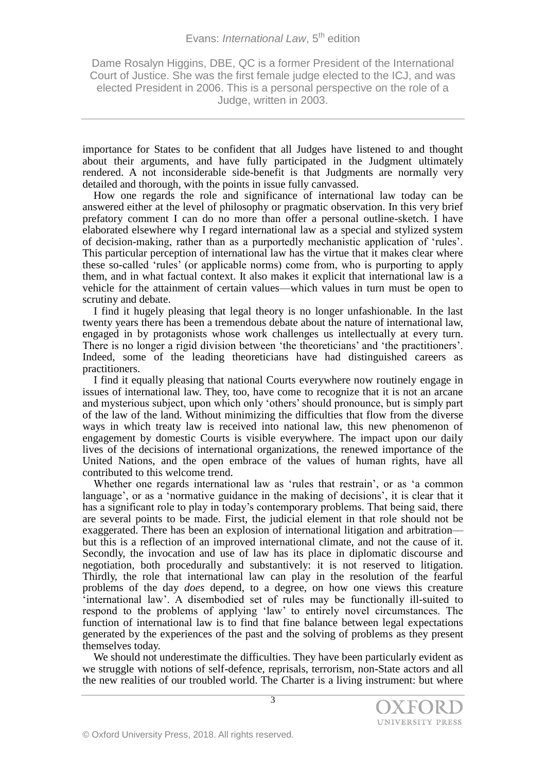importance for States to be confident that all Judges have listened to and thought about their arguments, and have fully participated in the Judgment ultimately rendered. A not inconsiderable side-benefit is that Judgments are normally very detailed and thorough, with the points in issue fully canvassed.

How one regards the role and significance of international law today can be answered either at the level of philosophy or pragmatic observation. In this very brief prefatory comment I can do no more than offer a personal outline-sketch. I have elaborated elsewhere why I regard international law as a special and stylized system of decision-making, rather than as a purportedly mechanistic application of 'rules'. This particular perception of international law has the virtue that it makes clear where these so-called 'rules' (or applicable norms) come from, who is purporting to apply them, and in what factual context. It also makes it explicit that international law is a vehicle for the attainment of certain values—which values in turn must be open to scrutiny and debate.

I find it hugely pleasing that legal theory is no longer unfashionable. In the last twenty years there has been a tremendous debate about the nature of international law, engaged in by protagonists whose work challenges us intellectually at every turn. There is no longer a rigid division between 'the theoreticians' and 'the practitioners'. Indeed, some of the leading theoreticians have had distinguished careers as practitioners.

I find it equally pleasing that national Courts everywhere now routinely engage in issues of international law. They, too, have come to recognize that it is not an arcane and mysterious subject, upon which only 'others' should pronounce, but is simply part of the law of the land. Without minimizing the difficulties that flow from the diverse ways in which treaty law is received into national law, this new phenomenon of engagement by domestic Courts is visible everywhere. The impact upon our daily lives of the decisions of international organizations, the renewed importance of the United Nations, and the open embrace of the values of human rights, have all contributed to this welcome trend.

Whether one regards international law as 'rules that restrain', or as 'a common language', or as a 'normative guidance in the making of decisions', it is clear that it has a significant role to play in today's contemporary problems. That being said, there are several points to be made. First, the judicial element in that role should not be exaggerated. There has been an explosion of international litigation and arbitration—but this is a reflection of an improved international climate, and not the cause of it. Secondly, the invocation and use of law has its place in diplomatic discourse and negotiation, both procedurally and substantively: it is not reserved to litigation. Thirdly, the role that international law can play in the resolution of the fearful problems of the day *does* depend, to a degree, on how one views this creature 'international law'. A disembodied set of rules may be functionally ill-suited to respond to the problems of applying 'law' to entirely novel circumstances. The function of international law is to find that fine balance between legal expectations generated by the experiences of the past and the solving of problems as they present themselves today.

We should not underestimate the difficulties. They have been particularly evident as we struggle with notions of self-defence, reprisals, terrorism, non-State actors and all the new realities of our troubled world. The Charter is a living instrument: but where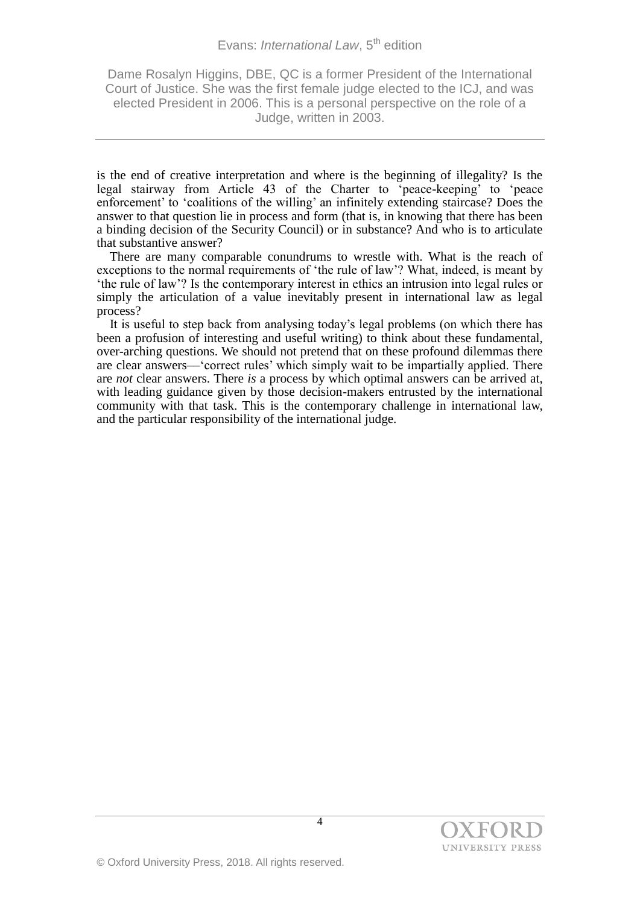is the end of creative interpretation and where is the beginning of illegality? Is the legal stairway from Article 43 of the Charter to 'peace-keeping' to 'peace enforcement' to 'coalitions of the willing' an infinitely extending staircase? Does the answer to that question lie in process and form (that is, in knowing that there has been a binding decision of the Security Council) or in substance? And who is to articulate that substantive answer?

There are many comparable conundrums to wrestle with. What is the reach of exceptions to the normal requirements of 'the rule of law'? What, indeed, is meant by 'the rule of law'? Is the contemporary interest in ethics an intrusion into legal rules or simply the articulation of a value inevitably present in international law as legal process?

It is useful to step back from analysing today's legal problems (on which there has been a profusion of interesting and useful writing) to think about these fundamental, over-arching questions. We should not pretend that on these profound dilemmas there are clear answers—'correct rules' which simply wait to be impartially applied. There are *not* clear answers. There *is* a process by which optimal answers can be arrived at, with leading guidance given by those decision-makers entrusted by the international community with that task. This is the contemporary challenge in international law, and the particular responsibility of the international judge.